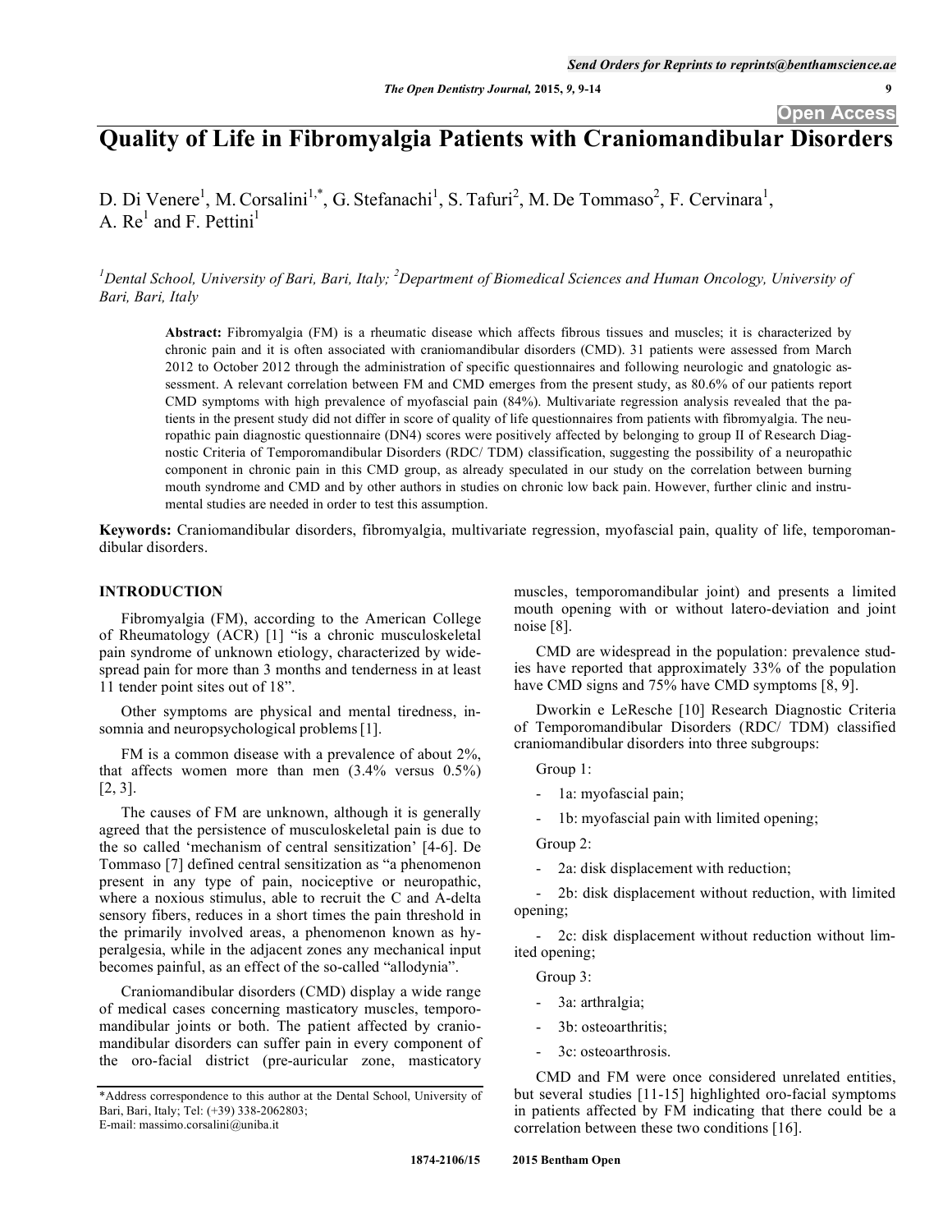# Quality of Life in Fibromyalgia Patients with Craniomandibular Disorders

D. Di Venere[1], M. Corsalini[1,*], G. Stefanachi[1], S. Tafuri[2], M. De Tommaso[2], F. Cervinara[1], A. Re[1] and F. Pettini[1]

[1]Dental School, University of Bari, Bari, Italy; [2]Department of Biomedical Sciences and Human Oncology, University of Bari, Bari, Italy

**Abstract:** Fibromyalgia (FM) is a rheumatic disease which affects fibrous tissues and muscles; it is characterized by chronic pain and it is often associated with craniomandibular disorders (CMD). 31 patients were assessed from March 2012 to October 2012 through the administration of specific questionnaires and following neurologic and gnatologic assessment. A relevant correlation between FM and CMD emerges from the present study, as 80.6% of our patients report CMD symptoms with high prevalence of myofascial pain (84%). Multivariate regression analysis revealed that the patients in the present study did not differ in score of quality of life questionnaires from patients with fibromyalgia. The neuropathic pain diagnostic questionnaire (DN4) scores were positively affected by belonging to group II of Research Diagnostic Criteria of Temporomandibular Disorders (RDC/ TDM) classification, suggesting the possibility of a neuropathic component in chronic pain in this CMD group, as already speculated in our study on the correlation between burning mouth syndrome and CMD and by other authors in studies on chronic low back pain. However, further clinic and instrumental studies are needed in order to test this assumption.

**Keywords:** Craniomandibular disorders, fibromyalgia, multivariate regression, myofascial pain, quality of life, temporomandibular disorders.

## INTRODUCTION

Fibromyalgia (FM), according to the American College of Rheumatology (ACR) [1] "is a chronic musculoskeletal pain syndrome of unknown etiology, characterized by widespread pain for more than 3 months and tenderness in at least 11 tender point sites out of 18".

Other symptoms are physical and mental tiredness, insomnia and neuropsychological problems [1].

FM is a common disease with a prevalence of about 2%, that affects women more than men (3.4% versus 0.5%) [2, 3].

The causes of FM are unknown, although it is generally agreed that the persistence of musculoskeletal pain is due to the so called 'mechanism of central sensitization' [4-6]. De Tommaso [7] defined central sensitization as "a phenomenon present in any type of pain, nociceptive or neuropathic, where a noxious stimulus, able to recruit the C and A-delta sensory fibers, reduces in a short times the pain threshold in the primarily involved areas, a phenomenon known as hyperalgesia, while in the adjacent zones any mechanical input becomes painful, as an effect of the so-called "allodynia".

Craniomandibular disorders (CMD) display a wide range of medical cases concerning masticatory muscles, temporomandibular joints or both. The patient affected by craniomandibular disorders can suffer pain in every component of the oro-facial district (pre-auricular zone, masticatory muscles, temporomandibular joint) and presents a limited mouth opening with or without latero-deviation and joint noise [8].

CMD are widespread in the population: prevalence studies have reported that approximately 33% of the population have CMD signs and 75% have CMD symptoms [8, 9].

Dworkin e LeResche [10] Research Diagnostic Criteria of Temporomandibular Disorders (RDC/ TDM) classified craniomandibular disorders into three subgroups:

Group 1:

- 1a: myofascial pain;
- 1b: myofascial pain with limited opening;

Group 2:

- 2a: disk displacement with reduction;
- 2b: disk displacement without reduction, with limited opening;
- 2c: disk displacement without reduction without limited opening;

Group 3:

- 3a: arthralgia;
- 3b: osteoarthritis;
- 3c: osteoarthrosis.

CMD and FM were once considered unrelated entities, but several studies [11-15] highlighted oro-facial symptoms in patients affected by FM indicating that there could be a correlation between these two conditions [16].

*Address correspondence to this author at the Dental School, University of Bari, Bari, Italy; Tel: (+39) 338-2062803;
E-mail: massimo.corsalini@uniba.it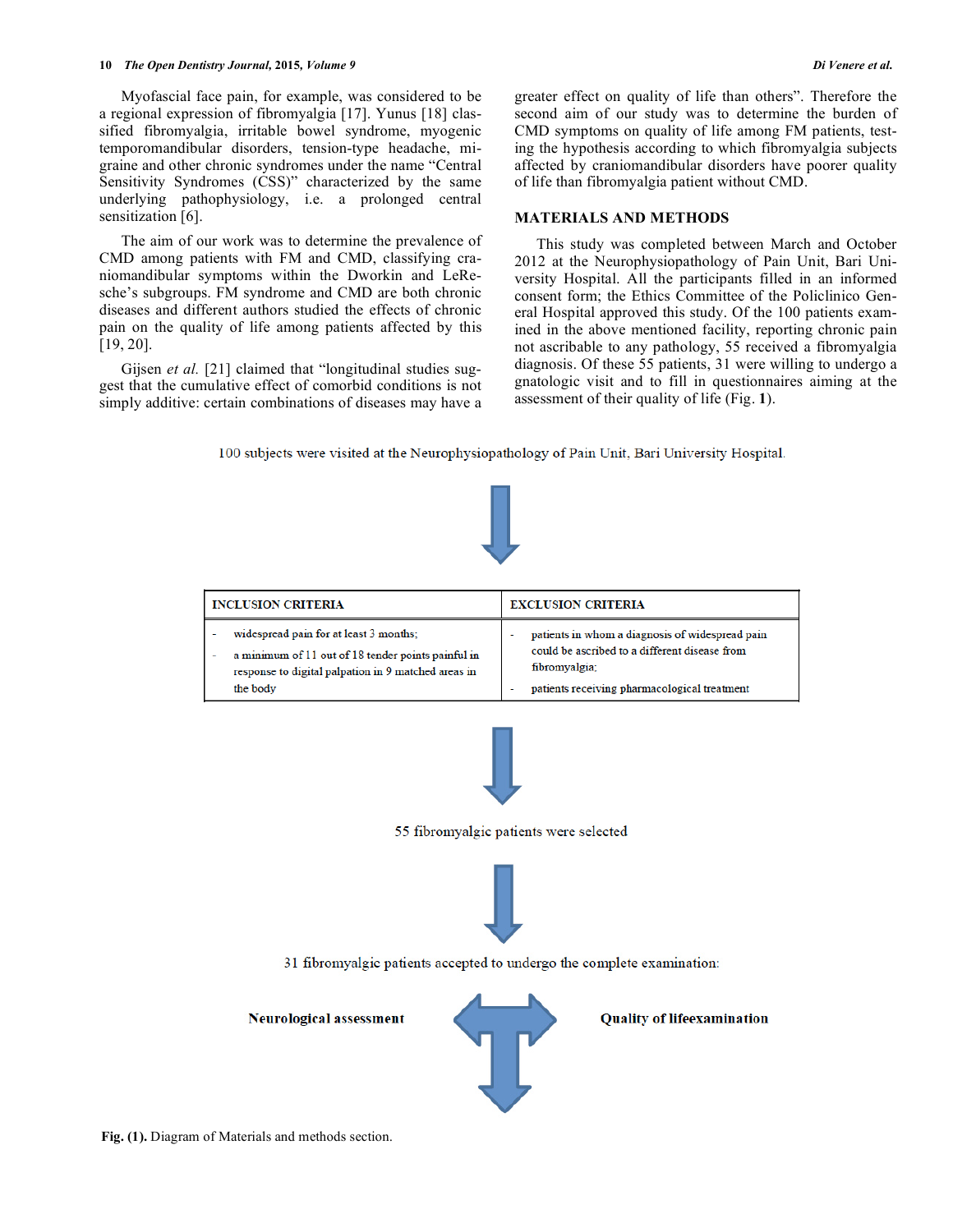Myofascial face pain, for example, was considered to be a regional expression of fibromyalgia [17]. Yunus [18] classified fibromyalgia, irritable bowel syndrome, myogenic temporomandibular disorders, tension-type headache, migraine and other chronic syndromes under the name "Central Sensitivity Syndromes (CSS)" characterized by the same underlying pathophysiology, i.e. a prolonged central sensitization [6].

The aim of our work was to determine the prevalence of CMD among patients with FM and CMD, classifying craniomandibular symptoms within the Dworkin and LeResche's subgroups. FM syndrome and CMD are both chronic diseases and different authors studied the effects of chronic pain on the quality of life among patients affected by this [19, 20].

Gijsen *et al.* [21] claimed that "longitudinal studies suggest that the cumulative effect of comorbid conditions is not simply additive: certain combinations of diseases may have a greater effect on quality of life than others". Therefore the second aim of our study was to determine the burden of CMD symptoms on quality of life among FM patients, testing the hypothesis according to which fibromyalgia subjects affected by craniomandibular disorders have poorer quality of life than fibromyalgia patient without CMD.

## MATERIALS AND METHODS

This study was completed between March and October 2012 at the Neurophysiopathology of Pain Unit, Bari University Hospital. All the participants filled in an informed consent form; the Ethics Committee of the Policlinico General Hospital approved this study. Of the 100 patients examined in the above mentioned facility, reporting chronic pain not ascribable to any pathology, 55 received a fibromyalgia diagnosis. Of these 55 patients, 31 were willing to undergo a gnatologic visit and to fill in questionnaires aiming at the assessment of their quality of life (Fig. **1**).

100 subjects were visited at the Neurophysiopathology of Pain Unit, Bari University Hospital.

| INCLUSION CRITERIA | EXCLUSION CRITERIA |
|---|---|
| - widespread pain for at least 3 months; <br> - a minimum of 11 out of 18 tender points painful in response to digital palpation in 9 matched areas in the body | - patients in whom a diagnosis of widespread pain could be ascribed to a different disease from fibromyalgia; <br> - patients receiving pharmacological treatment |

55 fibromyalgic patients were selected

31 fibromyalgic patients accepted to undergo the complete examination:

**Neurological assessment** | **Quality of lifeexamination**

**Fig. (1).** Diagram of Materials and methods section.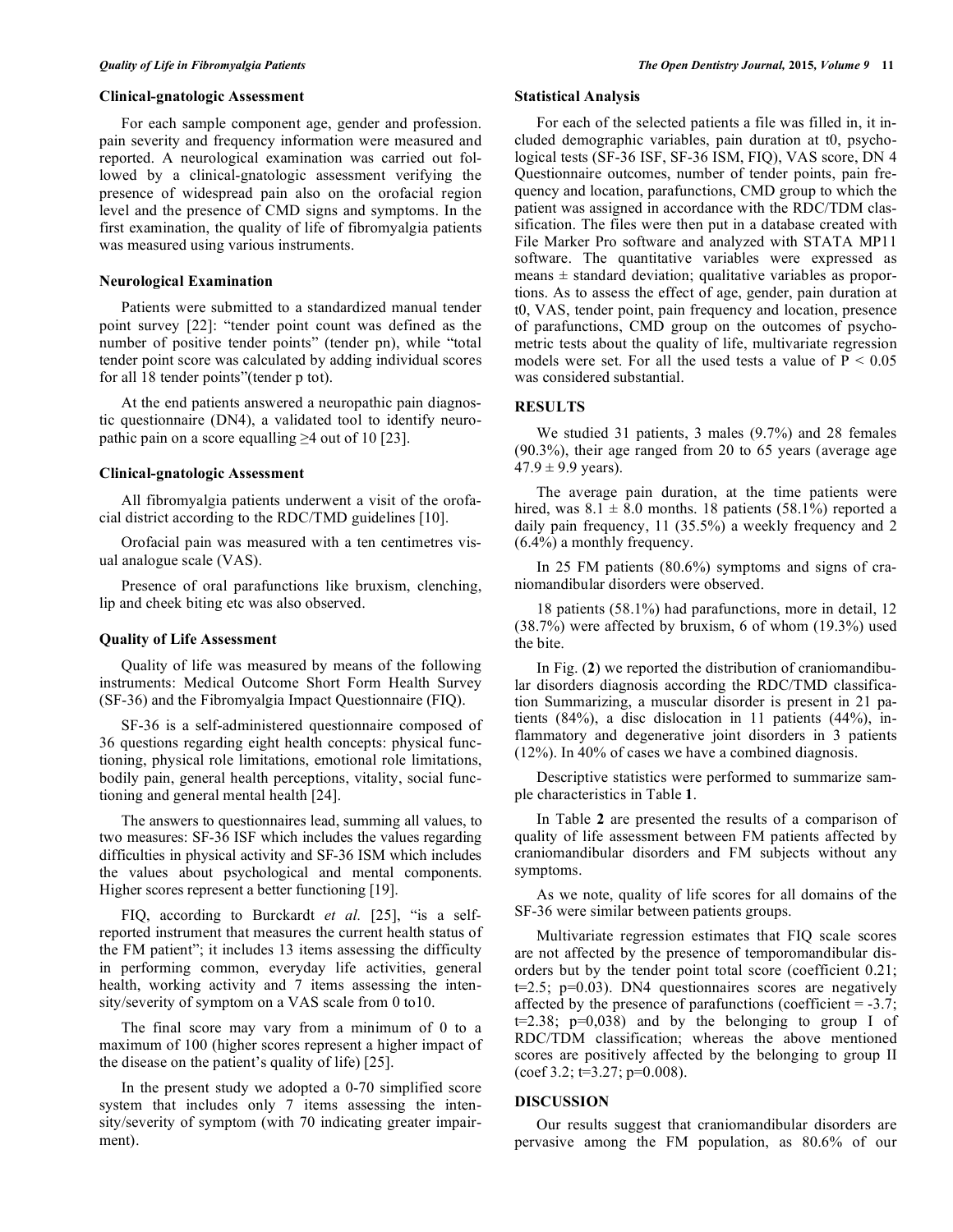### Clinical-gnatologic Assessment

For each sample component age, gender and profession. pain severity and frequency information were measured and reported. A neurological examination was carried out followed by a clinical-gnatologic assessment verifying the presence of widespread pain also on the orofacial region level and the presence of CMD signs and symptoms. In the first examination, the quality of life of fibromyalgia patients was measured using various instruments.

### Neurological Examination

Patients were submitted to a standardized manual tender point survey [22]: "tender point count was defined as the number of positive tender points" (tender pn), while "total tender point score was calculated by adding individual scores for all 18 tender points"(tender p tot).

At the end patients answered a neuropathic pain diagnostic questionnaire (DN4), a validated tool to identify neuropathic pain on a score equalling ≥4 out of 10 [23].

### Clinical-gnatologic Assessment

All fibromyalgia patients underwent a visit of the orofacial district according to the RDC/TMD guidelines [10].

Orofacial pain was measured with a ten centimetres visual analogue scale (VAS).

Presence of oral parafunctions like bruxism, clenching, lip and cheek biting etc was also observed.

### Quality of Life Assessment

Quality of life was measured by means of the following instruments: Medical Outcome Short Form Health Survey (SF-36) and the Fibromyalgia Impact Questionnaire (FIQ).

SF-36 is a self-administered questionnaire composed of 36 questions regarding eight health concepts: physical functioning, physical role limitations, emotional role limitations, bodily pain, general health perceptions, vitality, social functioning and general mental health [24].

The answers to questionnaires lead, summing all values, to two measures: SF-36 ISF which includes the values regarding difficulties in physical activity and SF-36 ISM which includes the values about psychological and mental components. Higher scores represent a better functioning [19].

FIQ, according to Burckardt *et al.* [25], "is a self-reported instrument that measures the current health status of the FM patient"; it includes 13 items assessing the difficulty in performing common, everyday life activities, general health, working activity and 7 items assessing the intensity/severity of symptom on a VAS scale from 0 to10.

The final score may vary from a minimum of 0 to a maximum of 100 (higher scores represent a higher impact of the disease on the patient's quality of life) [25].

In the present study we adopted a 0-70 simplified score system that includes only 7 items assessing the intensity/severity of symptom (with 70 indicating greater impairment).

### Statistical Analysis

For each of the selected patients a file was filled in, it included demographic variables, pain duration at t0, psychological tests (SF-36 ISF, SF-36 ISM, FIQ), VAS score, DN 4 Questionnaire outcomes, number of tender points, pain frequency and location, parafunctions, CMD group to which the patient was assigned in accordance with the RDC/TDM classification. The files were then put in a database created with File Marker Pro software and analyzed with STATA MP11 software. The quantitative variables were expressed as means ± standard deviation; qualitative variables as proportions. As to assess the effect of age, gender, pain duration at t0, VAS, tender point, pain frequency and location, presence of parafunctions, CMD group on the outcomes of psychometric tests about the quality of life, multivariate regression models were set. For all the used tests a value of $P < 0.05$ was considered substantial.

## RESULTS

We studied 31 patients, 3 males (9.7%) and 28 females (90.3%), their age ranged from 20 to 65 years (average age 47.9 ± 9.9 years).

The average pain duration, at the time patients were hired, was 8.1 ± 8.0 months. 18 patients (58.1%) reported a daily pain frequency, 11 (35.5%) a weekly frequency and 2 (6.4%) a monthly frequency.

In 25 FM patients (80.6%) symptoms and signs of craniomandibular disorders were observed.

18 patients (58.1%) had parafunctions, more in detail, 12 (38.7%) were affected by bruxism, 6 of whom (19.3%) used the bite.

In Fig. (**2**) we reported the distribution of craniomandibular disorders diagnosis according the RDC/TMD classification Summarizing, a muscular disorder is present in 21 patients (84%), a disc dislocation in 11 patients (44%), inflammatory and degenerative joint disorders in 3 patients (12%). In 40% of cases we have a combined diagnosis.

Descriptive statistics were performed to summarize sample characteristics in Table **1**.

In Table **2** are presented the results of a comparison of quality of life assessment between FM patients affected by craniomandibular disorders and FM subjects without any symptoms.

As we note, quality of life scores for all domains of the SF-36 were similar between patients groups.

Multivariate regression estimates that FIQ scale scores are not affected by the presence of temporomandibular disorders but by the tender point total score (coefficient 0.21; t=2.5; p=0.03). DN4 questionnaires scores are negatively affected by the presence of parafunctions (coefficient = -3.7; t=2.38; p=0,038) and by the belonging to group I of RDC/TDM classification; whereas the above mentioned scores are positively affected by the belonging to group II (coef 3.2; t=3.27; p=0.008).

## DISCUSSION

Our results suggest that craniomandibular disorders are pervasive among the FM population, as 80.6% of our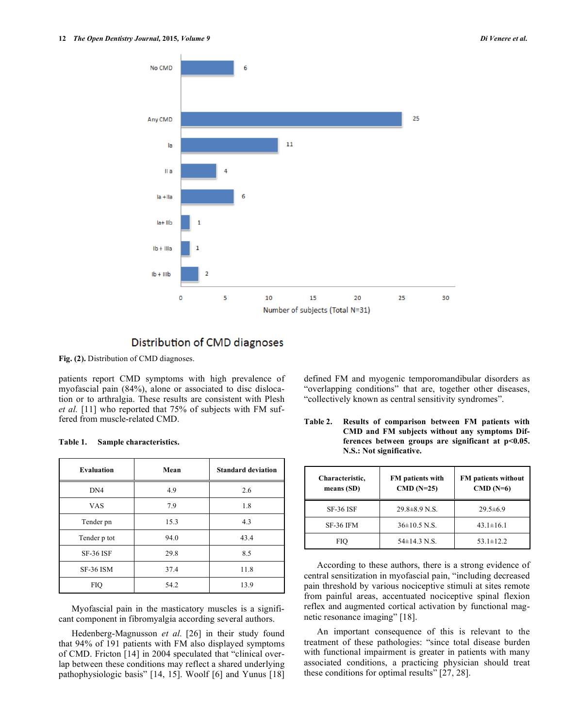Fig. (2). Distribution of CMD diagnoses.

patients report CMD symptoms with high prevalence of myofascial pain (84%), alone or associated to disc dislocation or to arthralgia. These results are consistent with Plesh *et al.* [11] who reported that 75% of subjects with FM suffered from muscle-related CMD.

**Table 1. Sample characteristics.**

| Evaluation | Mean | Standard deviation |
| --- | --- | --- |
| DN4 | 4.9 | 2.6 |
| VAS | 7.9 | 1.8 |
| Tender pn | 15.3 | 4.3 |
| Tender p tot | 94.0 | 43.4 |
| SF-36 ISF | 29.8 | 8.5 |
| SF-36 ISM | 37.4 | 11.8 |
| FIQ | 54.2 | 13.9 |

Myofascial pain in the masticatory muscles is a significant component in fibromyalgia according several authors.

Hedenberg-Magnusson *et al.* [26] in their study found that 94% of 191 patients with FM also displayed symptoms of CMD. Fricton [14] in 2004 speculated that "clinical overlap between these conditions may reflect a shared underlying pathophysiologic basis" [14, 15]. Woolf [6] and Yunus [18] defined FM and myogenic temporomandibular disorders as "overlapping conditions" that are, together other diseases, "collectively known as central sensitivity syndromes".

**Table 2. Results of comparison between FM patients with CMD and FM subjects without any symptoms Differences between groups are significant at p<0.05. N.S.: Not significative.**

| Characteristic, means (SD) | FM patients with CMD (N=25) | FM patients without CMD (N=6) |
| --- | --- | --- |
| SF-36 ISF | 29.8±8.9 N.S. | 29.5±6.9 |
| SF-36 IFM | 36±10.5 N.S. | 43.1±16.1 |
| FIQ | 54±14.3 N.S. | 53.1±12.2 |

According to these authors, there is a strong evidence of central sensitization in myofascial pain, "including decreased pain threshold by various nociceptive stimuli at sites remote from painful areas, accentuated nociceptive spinal flexion reflex and augmented cortical activation by functional magnetic resonance imaging" [18].

An important consequence of this is relevant to the treatment of these pathologies: "since total disease burden with functional impairment is greater in patients with many associated conditions, a practicing physician should treat these conditions for optimal results" [27, 28].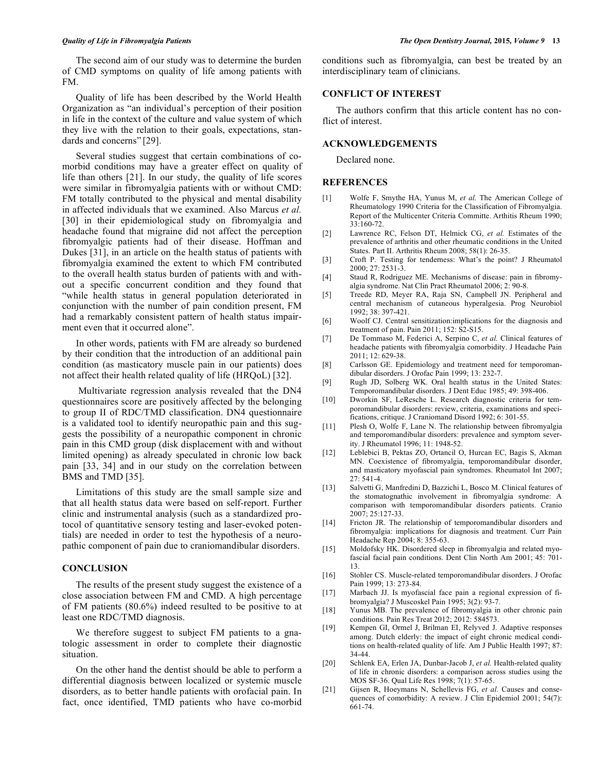The second aim of our study was to determine the burden of CMD symptoms on quality of life among patients with FM.

Quality of life has been described by the World Health Organization as "an individual's perception of their position in life in the context of the culture and value system of which they live with the relation to their goals, expectations, standards and concerns" [29].

Several studies suggest that certain combinations of comorbid conditions may have a greater effect on quality of life than others [21]. In our study, the quality of life scores were similar in fibromyalgia patients with or without CMD: FM totally contributed to the physical and mental disability in affected individuals that we examined. Also Marcus *et al.* [30] in their epidemiological study on fibromyalgia and headache found that migraine did not affect the perception fibromyalgic patients had of their disease. Hoffman and Dukes [31], in an article on the health status of patients with fibromyalgia examined the extent to which FM contributed to the overall health status burden of patients with and without a specific concurrent condition and they found that "while health status in general population deteriorated in conjunction with the number of pain condition present, FM had a remarkably consistent pattern of health status impairment even that it occurred alone".

In other words, patients with FM are already so burdened by their condition that the introduction of an additional pain condition (as masticatory muscle pain in our patients) does not affect their health related quality of life (HRQoL) [32].

Multivariate regression analysis revealed that the DN4 questionnaires score are positively affected by the belonging to group II of RDC/TMD classification. DN4 questionnaire is a validated tool to identify neuropathic pain and this suggests the possibility of a neuropathic component in chronic pain in this CMD group (disk displacement with and without limited opening) as already speculated in chronic low back pain [33, 34] and in our study on the correlation between BMS and TMD [35].

Limitations of this study are the small sample size and that all health status data were based on self-report. Further clinic and instrumental analysis (such as a standardized protocol of quantitative sensory testing and laser-evoked potentials) are needed in order to test the hypothesis of a neuropathic component of pain due to craniomandibular disorders.

## CONCLUSION

The results of the present study suggest the existence of a close association between FM and CMD. A high percentage of FM patients (80.6%) indeed resulted to be positive to at least one RDC/TMD diagnosis.

We therefore suggest to subject FM patients to a gnatologic assessment in order to complete their diagnostic situation.

On the other hand the dentist should be able to perform a differential diagnosis between localized or systemic muscle disorders, as to better handle patients with orofacial pain. In fact, once identified, TMD patients who have co-morbid conditions such as fibromyalgia, can best be treated by an interdisciplinary team of clinicians.

## CONFLICT OF INTEREST

The authors confirm that this article content has no conflict of interest.

## ACKNOWLEDGEMENTS

Declared none.

## REFERENCES

[1] Wolfe F, Smythe HA, Yunus M, *et al.* The American College of Rheumatology 1990 Criteria for the Classification of Fibromyalgia. Report of the Multicenter Criteria Committe. Arthitis Rheum 1990; 33:160-72.

[2] Lawrence RC, Felson DT, Helmick CG, *et al.* Estimates of the prevalence of arthritis and other rheumatic conditions in the United States. Part II. Arthritis Rheum 2008; 58(1): 26-35.

[3] Croft P. Testing for tenderness: What's the point? J Rheumatol 2000; 27: 2531-3.

[4] Staud R, Rodriguez ME. Mechanisms of disease: pain in fibromyalgia syndrome. Nat Clin Pract Rheumatol 2006; 2: 90-8.

[5] Treede RD, Meyer RA, Raja SN, Campbell JN. Peripheral and central mechanism of cutaneous hyperalgesia. Prog Neurobiol 1992; 38: 397-421.

[6] Woolf CJ. Central sensitization:implications for the diagnosis and treatment of pain. Pain 2011; 152: S2-S15.

[7] De Tommaso M, Federici A, Serpino C, *et al.* Clinical features of headache patients with fibromyalgia comorbidity. J Headache Pain 2011; 12: 629-38.

[8] Carlsson GE. Epidemiology and treatment need for temporomandibular disorders. J Orofac Pain 1999; 13: 232-7.

[9] Rugh JD, Solberg WK. Oral health status in the United States: Temporomandibular disorders. J Dent Educ 1985; 49: 398-406.

[10] Dworkin SF, LeResche L. Research diagnostic criteria for temporomandibular disorders: review, criteria, examinations and specifications, critique. J Craniomand Disord 1992; 6: 301-55.

[11] Plesh O, Wolfe F, Lane N. The relationship between fibromyalgia and temporomandibular disorders: prevalence and symptom severity. J Rheumatol 1996; 11: 1948-52.

[12] Leblebici B, Pektas ZO, Ortancil O, Hurcan EC, Bagis S, Akman MN. Coexistence of fibromyalgia, temporomandibular disorder, and masticatory myofascial pain syndromes. Rheumatol Int 2007; 27: 541-4.

[13] Salvetti G, Manfredini D, Bazzichi L, Bosco M. Clinical features of the stomatognathic involvement in fibromyalgia syndrome: A comparison with temporomandibular disorders patients. Cranio 2007; 25:127-33.

[14] Fricton JR. The relationship of temporomandibular disorders and fibromyalgia: implications for diagnosis and treatment. Curr Pain Headache Rep 2004; 8: 355-63.

[15] Moldofsky HK. Disordered sleep in fibromyalgia and related myofascial facial pain conditions. Dent Clin North Am 2001; 45: 701-13.

[16] Stohler CS. Muscle-related temporomandibular disorders. J Orofac Pain 1999; 13: 273-84.

[17] Marbach JJ. Is myofascial face pain a regional expression of fibromyalgia? J Muscoskel Pain 1995; 3(2): 93-7.

[18] Yunus MB. The prevalence of fibromyalgia in other chronic pain conditions. Pain Res Treat 2012; 2012: 584573.

[19] Kempen GI, Ormel J, Brilman EI, Relyved J. Adaptive responses among. Dutch elderly: the impact of eight chronic medical conditions on health-related quality of life. Am J Public Health 1997; 87: 34-44.

[20] Schlenk EA, Erlen JA, Dunbar-Jacob J, *et al.* Health-related quality of life in chronic disorders: a comparison across studies using the MOS SF-36. Qual Life Res 1998; 7(1): 57-65.

[21] Gijsen R, Hoeymans N, Schellevis FG, *et al.* Causes and consequences of comorbidity: A review. J Clin Epidemiol 2001; 54(7): 661-74.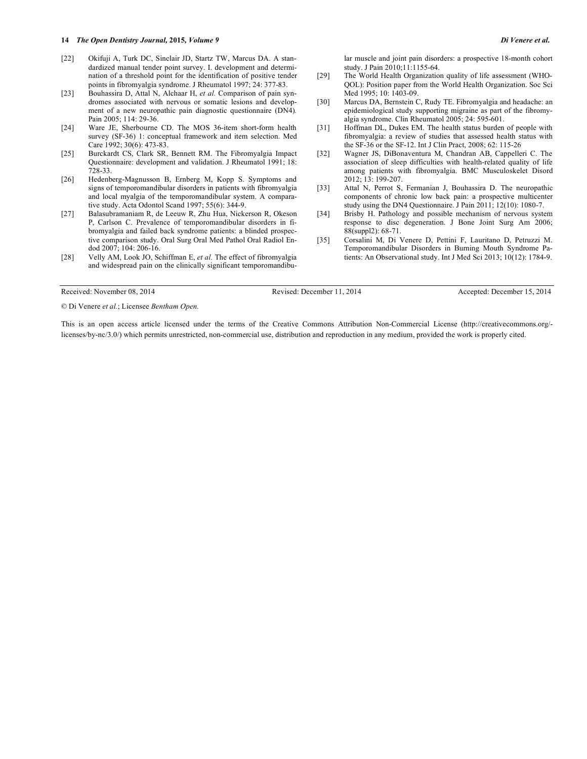[22] Okifuji A, Turk DC, Sinclair JD, Startz TW, Marcus DA. A standardized manual tender point survey. I. development and determination of a threshold point for the identification of positive tender points in fibromyalgia syndrome. J Rheumatol 1997; 24: 377-83.

[23] Bouhassira D, Attal N, Alchaar H, *et al.* Comparison of pain syndromes associated with nervous or somatic lesions and development of a new neuropathic pain diagnostic questionnaire (DN4). Pain 2005; 114: 29-36.

[24] Ware JE, Sherbourne CD. The MOS 36-item short-form health survey (SF-36) 1: conceptual framework and item selection. Med Care 1992; 30(6): 473-83.

[25] Burckardt CS, Clark SR, Bennett RM. The Fibromyalgia Impact Questionnaire: development and validation. J Rheumatol 1991; 18: 728-33.

[26] Hedenberg-Magnusson B, Ernberg M, Kopp S. Symptoms and signs of temporomandibular disorders in patients with fibromyalgia and local myalgia of the temporomandibular system. A comparative study. Acta Odontol Scand 1997; 55(6): 344-9.

[27] Balasubramaniam R, de Leeuw R, Zhu Hua, Nickerson R, Okeson P, Carlson C. Prevalence of temporomandibular disorders in fibromyalgia and failed back syndrome patients: a blinded prospective comparison study. Oral Surg Oral Med Pathol Oral Radiol Endod 2007; 104: 206-16.

[28] Velly AM, Look JO, Schiffman E, *et al.* The effect of fibromyalgia and widespread pain on the clinically significant temporomandibular muscle and joint pain disorders: a prospective 18-month cohort study. J Pain 2010;11:1155-64.

[29] The World Health Organization quality of life assessment (WHO-QOL): Position paper from the World Health Organization. Soc Sci Med 1995; 10: 1403-09.

[30] Marcus DA, Bernstein C, Rudy TE. Fibromyalgia and headache: an epidemiological study supporting migraine as part of the fibromyalgia syndrome. Clin Rheumatol 2005; 24: 595-601.

[31] Hoffman DL, Dukes EM. The health status burden of people with fibromyalgia: a review of studies that assessed health status with the SF-36 or the SF-12. Int J Clin Pract, 2008; 62: 115-26

[32] Wagner JS, DiBonaventura M, Chandran AB, Cappelleri C. The association of sleep difficulties with health-related quality of life among patients with fibromyalgia. BMC Musculoskelet Disord 2012; 13: 199-207.

[33] Attal N, Perrot S, Fermanian J, Bouhassira D. The neuropathic components of chronic low back pain: a prospective multicenter study using the DN4 Questionnaire. J Pain 2011; 12(10): 1080-7.

[34] Brisby H. Pathology and possible mechanism of nervous system response to disc degeneration. J Bone Joint Surg Am 2006; 88(suppl2): 68-71.

[35] Corsalini M, Di Venere D, Pettini F, Lauritano D, Petruzzi M. Temporomandibular Disorders in Burning Mouth Syndrome Patients: An Observational study. Int J Med Sci 2013; 10(12): 1784-9.

Received: November 08, 2014 Revised: December 11, 2014 Accepted: December 15, 2014

© Di Venere *et al.*; Licensee *Bentham Open.*

This is an open access article licensed under the terms of the Creative Commons Attribution Non-Commercial License (http://creativecommons.org/-licenses/by-nc/3.0/) which permits unrestricted, non-commercial use, distribution and reproduction in any medium, provided the work is properly cited.